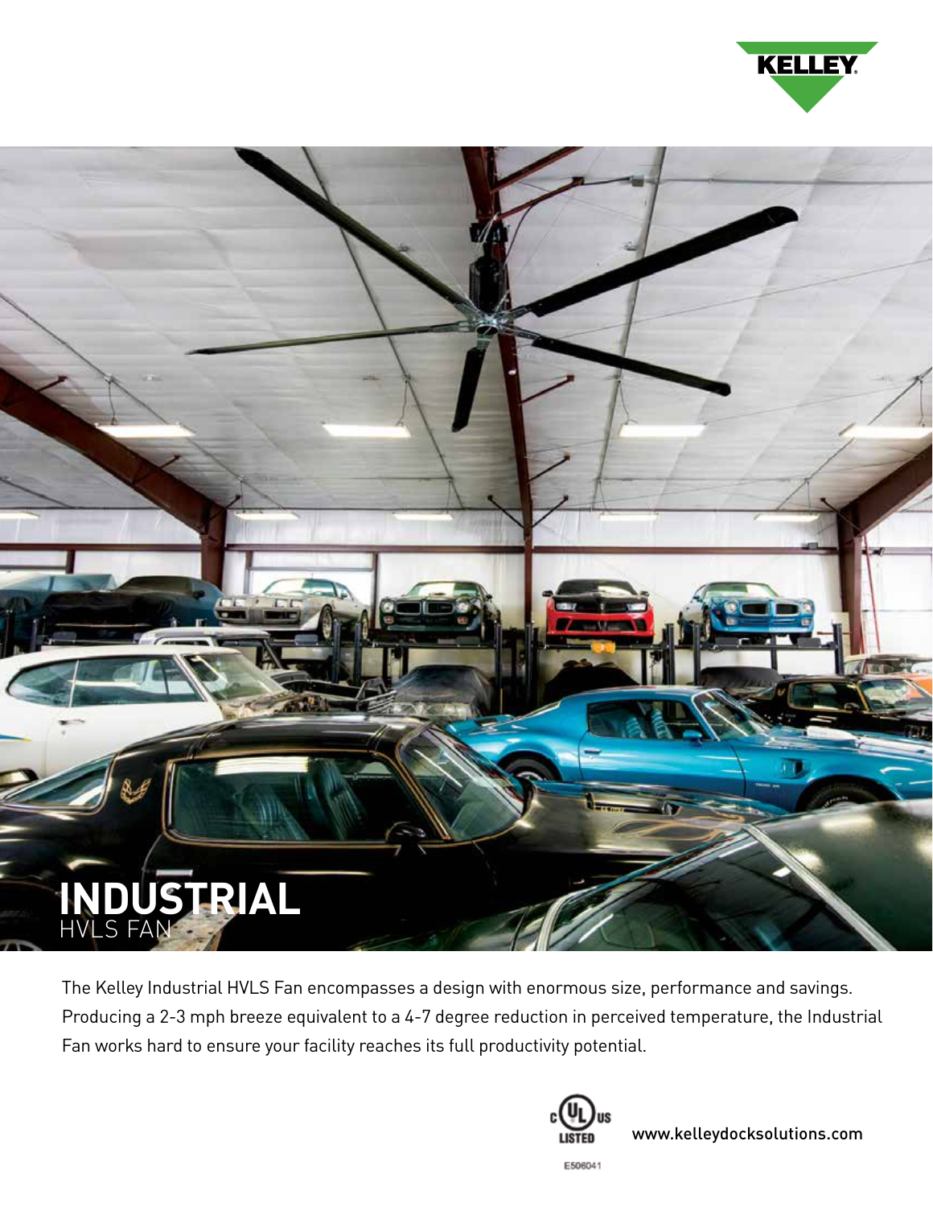KELLEY

# INDUSTRIAL
## HVLS FAN

The Kelley Industrial HVLS Fan encompasses a design with enormous size, performance and savings. Producing a 2-3 mph breeze equivalent to a 4-7 degree reduction in perceived temperature, the Industrial Fan works hard to ensure your facility reaches its full productivity potential.

c UL us LISTED

E506041

www.kelleydocksolutions.com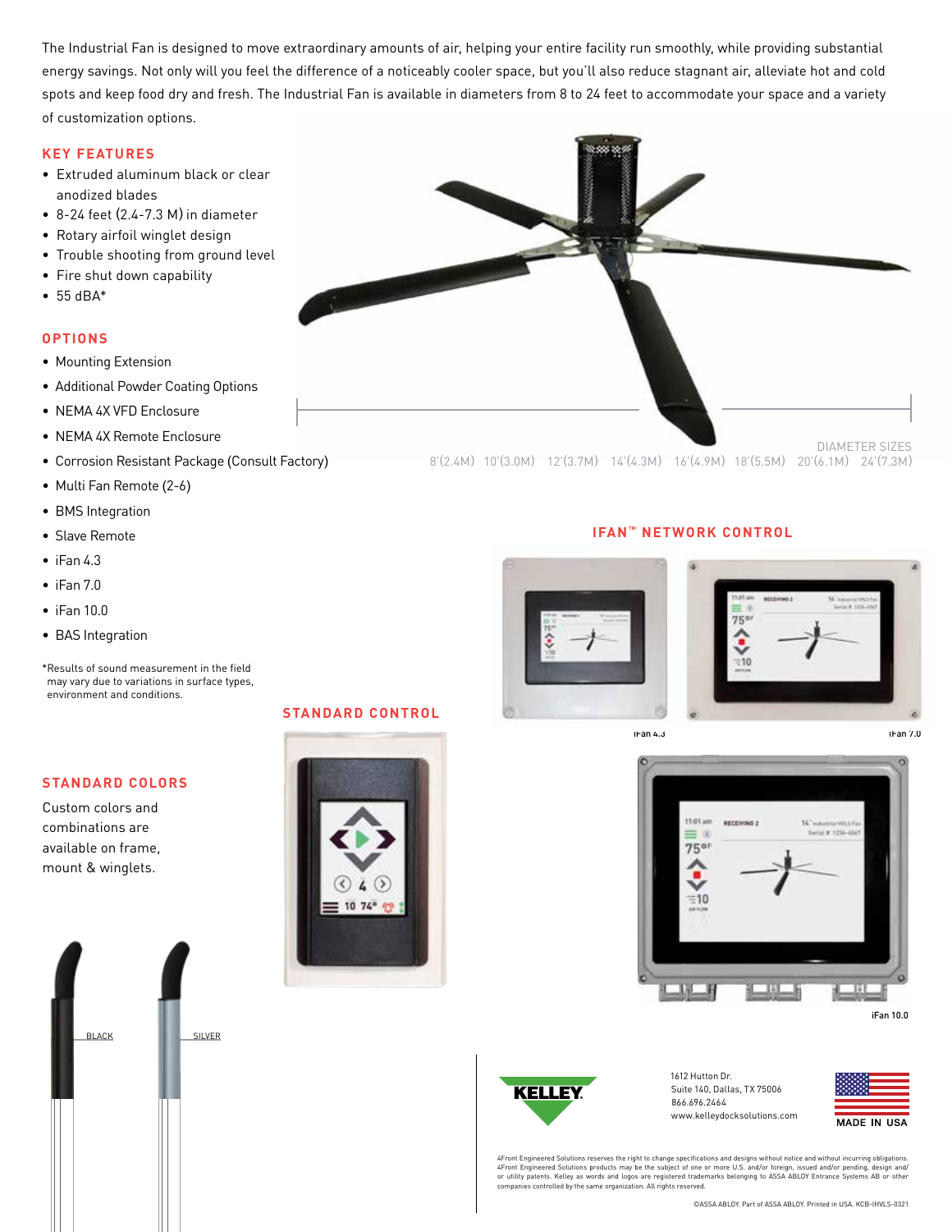The Industrial Fan is designed to move extraordinary amounts of air, helping your entire facility run smoothly, while providing substantial energy savings. Not only will you feel the difference of a noticeably cooler space, but you'll also reduce stagnant air, alleviate hot and cold spots and keep food dry and fresh. The Industrial Fan is available in diameters from 8 to 24 feet to accommodate your space and a variety of customization options.

## KEY FEATURES

- Extruded aluminum black or clear anodized blades
- 8-24 feet (2.4-7.3 M) in diameter
- Rotary airfoil winglet design
- Trouble shooting from ground level
- Fire shut down capability
- 55 dBA*

## OPTIONS

- Mounting Extension
- Additional Powder Coating Options
- NEMA 4X VFD Enclosure
- NEMA 4X Remote Enclosure
- Corrosion Resistant Package (Consult Factory)
- Multi Fan Remote (2-6)
- BMS Integration
- Slave Remote
- iFan 4.3
- iFan 7.0
- iFan 10.0
- BAS Integration

*Results of sound measurement in the field may vary due to variations in surface types, environment and conditions.

DIAMETER SIZES

8'(2.4M) 10'(3.0M) 12'(3.7M) 14'(4.3M) 16'(4.9M) 18'(5.5M) 20'(6.1M) 24'(7.3M)

## IFAN™ NETWORK CONTROL

iFan 4.3

iFan 7.0

iFan 10.0

## STANDARD CONTROL

## STANDARD COLORS

Custom colors and combinations are available on frame, mount & winglets.

BLACK

SILVER

KELLEY

1612 Hutton Dr.
Suite 140, Dallas, TX 75006
866.696.2464
www.kelleydocksolutions.com

MADE IN USA

4Front Engineered Solutions reserves the right to change specifications and designs without notice and without incurring obligations. 4Front Engineered Solutions products may be the subject of one or more U.S. and/or foreign, issued and/or pending, design and/or utility patents. Kelley as words and logos are registered trademarks belonging to ASSA ABLOY Entrance Systems AB or other companies controlled by the same organization. All rights reserved.

©ASSA ABLOY. Part of ASSA ABLOY. Printed in USA. KCB-IHVLS-0321